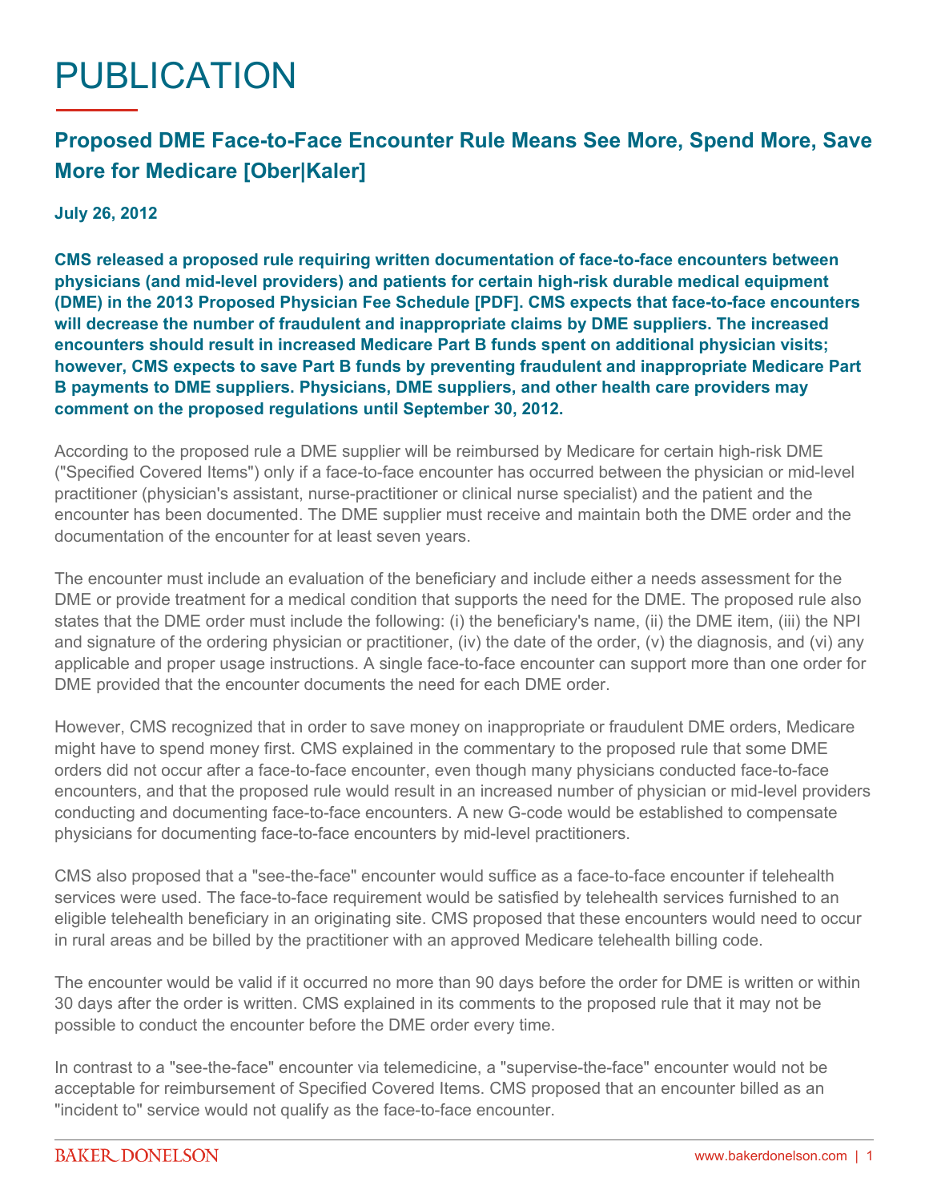# PUBLICATION

## Proposed DME Face-to-Face Encounter Rule Means See More, Spend More, Save More for Medicare [Ober|Kaler]

**July 26, 2012**

**CMS released a proposed rule requiring written documentation of face-to-face encounters between physicians (and mid-level providers) and patients for certain high-risk durable medical equipment (DME) in the 2013 Proposed Physician Fee Schedule [PDF]. CMS expects that face-to-face encounters will decrease the number of fraudulent and inappropriate claims by DME suppliers. The increased encounters should result in increased Medicare Part B funds spent on additional physician visits; however, CMS expects to save Part B funds by preventing fraudulent and inappropriate Medicare Part B payments to DME suppliers. Physicians, DME suppliers, and other health care providers may comment on the proposed regulations until September 30, 2012.**

According to the proposed rule a DME supplier will be reimbursed by Medicare for certain high-risk DME ("Specified Covered Items") only if a face-to-face encounter has occurred between the physician or mid-level practitioner (physician's assistant, nurse-practitioner or clinical nurse specialist) and the patient and the encounter has been documented. The DME supplier must receive and maintain both the DME order and the documentation of the encounter for at least seven years.

The encounter must include an evaluation of the beneficiary and include either a needs assessment for the DME or provide treatment for a medical condition that supports the need for the DME. The proposed rule also states that the DME order must include the following: (i) the beneficiary's name, (ii) the DME item, (iii) the NPI and signature of the ordering physician or practitioner, (iv) the date of the order, (v) the diagnosis, and (vi) any applicable and proper usage instructions. A single face-to-face encounter can support more than one order for DME provided that the encounter documents the need for each DME order.

However, CMS recognized that in order to save money on inappropriate or fraudulent DME orders, Medicare might have to spend money first. CMS explained in the commentary to the proposed rule that some DME orders did not occur after a face-to-face encounter, even though many physicians conducted face-to-face encounters, and that the proposed rule would result in an increased number of physician or mid-level providers conducting and documenting face-to-face encounters. A new G-code would be established to compensate physicians for documenting face-to-face encounters by mid-level practitioners.

CMS also proposed that a "see-the-face" encounter would suffice as a face-to-face encounter if telehealth services were used. The face-to-face requirement would be satisfied by telehealth services furnished to an eligible telehealth beneficiary in an originating site. CMS proposed that these encounters would need to occur in rural areas and be billed by the practitioner with an approved Medicare telehealth billing code.

The encounter would be valid if it occurred no more than 90 days before the order for DME is written or within 30 days after the order is written. CMS explained in its comments to the proposed rule that it may not be possible to conduct the encounter before the DME order every time.

In contrast to a "see-the-face" encounter via telemedicine, a "supervise-the-face" encounter would not be acceptable for reimbursement of Specified Covered Items. CMS proposed that an encounter billed as an "incident to" service would not qualify as the face-to-face encounter.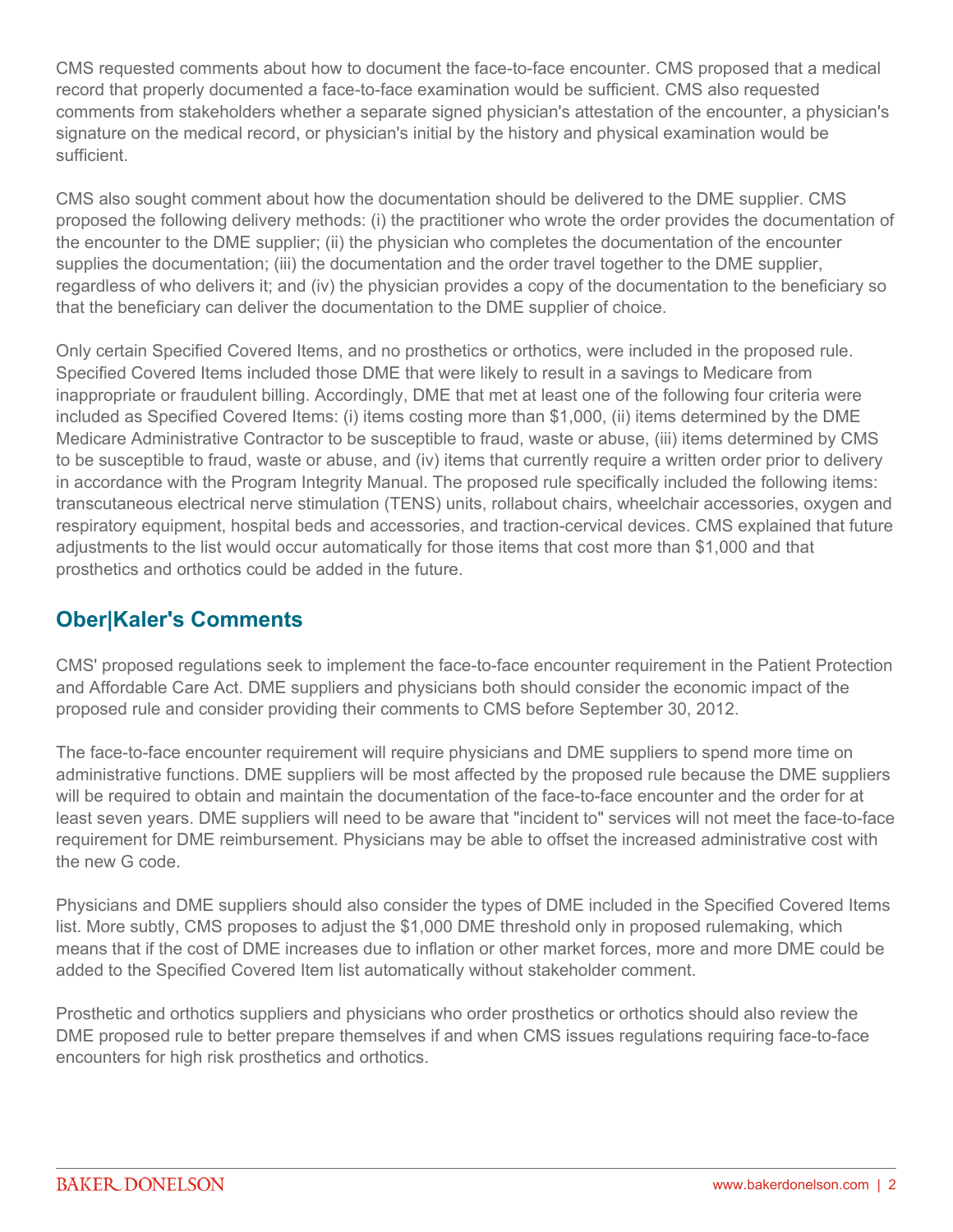CMS requested comments about how to document the face-to-face encounter. CMS proposed that a medical record that properly documented a face-to-face examination would be sufficient. CMS also requested comments from stakeholders whether a separate signed physician's attestation of the encounter, a physician's signature on the medical record, or physician's initial by the history and physical examination would be sufficient.

CMS also sought comment about how the documentation should be delivered to the DME supplier. CMS proposed the following delivery methods: (i) the practitioner who wrote the order provides the documentation of the encounter to the DME supplier; (ii) the physician who completes the documentation of the encounter supplies the documentation; (iii) the documentation and the order travel together to the DME supplier, regardless of who delivers it; and (iv) the physician provides a copy of the documentation to the beneficiary so that the beneficiary can deliver the documentation to the DME supplier of choice.

Only certain Specified Covered Items, and no prosthetics or orthotics, were included in the proposed rule. Specified Covered Items included those DME that were likely to result in a savings to Medicare from inappropriate or fraudulent billing. Accordingly, DME that met at least one of the following four criteria were included as Specified Covered Items: (i) items costing more than $1,000, (ii) items determined by the DME Medicare Administrative Contractor to be susceptible to fraud, waste or abuse, (iii) items determined by CMS to be susceptible to fraud, waste or abuse, and (iv) items that currently require a written order prior to delivery in accordance with the Program Integrity Manual. The proposed rule specifically included the following items: transcutaneous electrical nerve stimulation (TENS) units, rollabout chairs, wheelchair accessories, oxygen and respiratory equipment, hospital beds and accessories, and traction-cervical devices. CMS explained that future adjustments to the list would occur automatically for those items that cost more than $1,000 and that prosthetics and orthotics could be added in the future.

## Ober|Kaler's Comments

CMS' proposed regulations seek to implement the face-to-face encounter requirement in the Patient Protection and Affordable Care Act. DME suppliers and physicians both should consider the economic impact of the proposed rule and consider providing their comments to CMS before September 30, 2012.

The face-to-face encounter requirement will require physicians and DME suppliers to spend more time on administrative functions. DME suppliers will be most affected by the proposed rule because the DME suppliers will be required to obtain and maintain the documentation of the face-to-face encounter and the order for at least seven years. DME suppliers will need to be aware that "incident to" services will not meet the face-to-face requirement for DME reimbursement. Physicians may be able to offset the increased administrative cost with the new G code.

Physicians and DME suppliers should also consider the types of DME included in the Specified Covered Items list. More subtly, CMS proposes to adjust the $1,000 DME threshold only in proposed rulemaking, which means that if the cost of DME increases due to inflation or other market forces, more and more DME could be added to the Specified Covered Item list automatically without stakeholder comment.

Prosthetic and orthotics suppliers and physicians who order prosthetics or orthotics should also review the DME proposed rule to better prepare themselves if and when CMS issues regulations requiring face-to-face encounters for high risk prosthetics and orthotics.